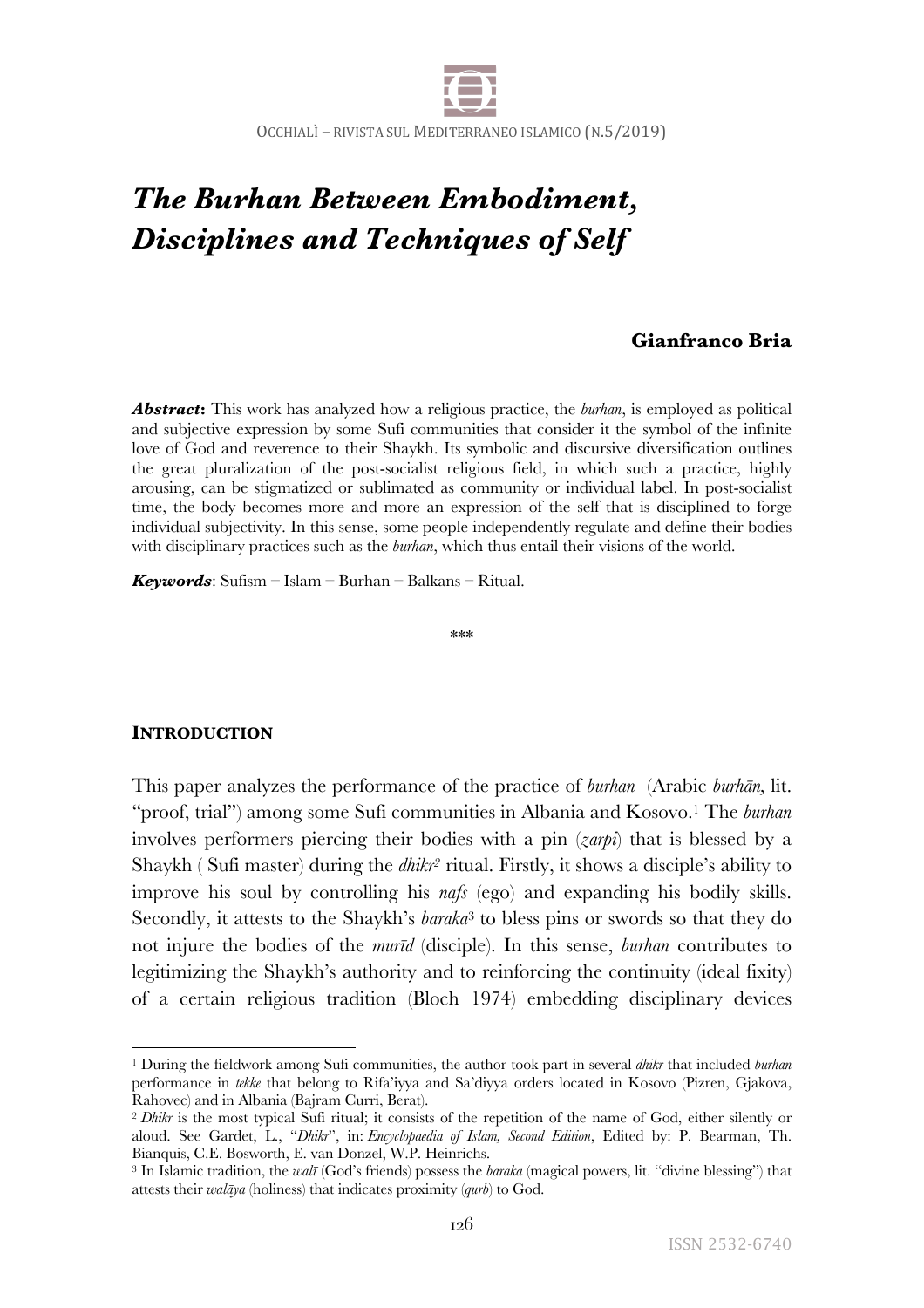# *The Burhan Between Embodiment, Disciplines and Techniques of Self*

**Gianfranco Bria**

***Abstract*:** This work has analyzed how a religious practice, the *burhan*, is employed as political and subjective expression by some Sufi communities that consider it the symbol of the infinite love of God and reverence to their Shaykh. Its symbolic and discursive diversification outlines the great pluralization of the post-socialist religious field, in which such a practice, highly arousing, can be stigmatized or sublimated as community or individual label. In post-socialist time, the body becomes more and more an expression of the self that is disciplined to forge individual subjectivity. In this sense, some people independently regulate and define their bodies with disciplinary practices such as the *burhan*, which thus entail their visions of the world.

***Keywords***: Sufism – Islam – Burhan – Balkans – Ritual.

\*\*\*

## Introduction

This paper analyzes the performance of the practice of *burhan* (Arabic *burhān,* lit. "proof, trial") among some Sufi communities in Albania and Kosovo.[1] The *burhan* involves performers piercing their bodies with a pin (*zarpi*) that is blessed by a Shaykh ( Sufi master) during the *dhikr*[2] ritual. Firstly, it shows a disciple's ability to improve his soul by controlling his *nafs* (ego) and expanding his bodily skills. Secondly, it attests to the Shaykh's *baraka*[3] to bless pins or swords so that they do not injure the bodies of the *murīd* (disciple). In this sense, *burhan* contributes to legitimizing the Shaykh's authority and to reinforcing the continuity (ideal fixity) of a certain religious tradition (Bloch 1974) embedding disciplinary devices

---

[1] During the fieldwork among Sufi communities, the author took part in several *dhikr* that included *burhan* performance in *tekke* that belong to Rifa'iyya and Sa'diyya orders located in Kosovo (Pizren, Gjakova, Rahovec) and in Albania (Bajram Curri, Berat).

[2] *Dhikr* is the most typical Sufi ritual; it consists of the repetition of the name of God, either silently or aloud. See Gardet, L., "*Dhikr*", in: *Encyclopaedia of Islam, Second Edition*, Edited by: P. Bearman, Th. Bianquis, C.E. Bosworth, E. van Donzel, W.P. Heinrichs.

[3] In Islamic tradition, the *walī* (God's friends) possess the *baraka* (magical powers, lit. "divine blessing") that attests their *walāya* (holiness) that indicates proximity (*qurb*) to God.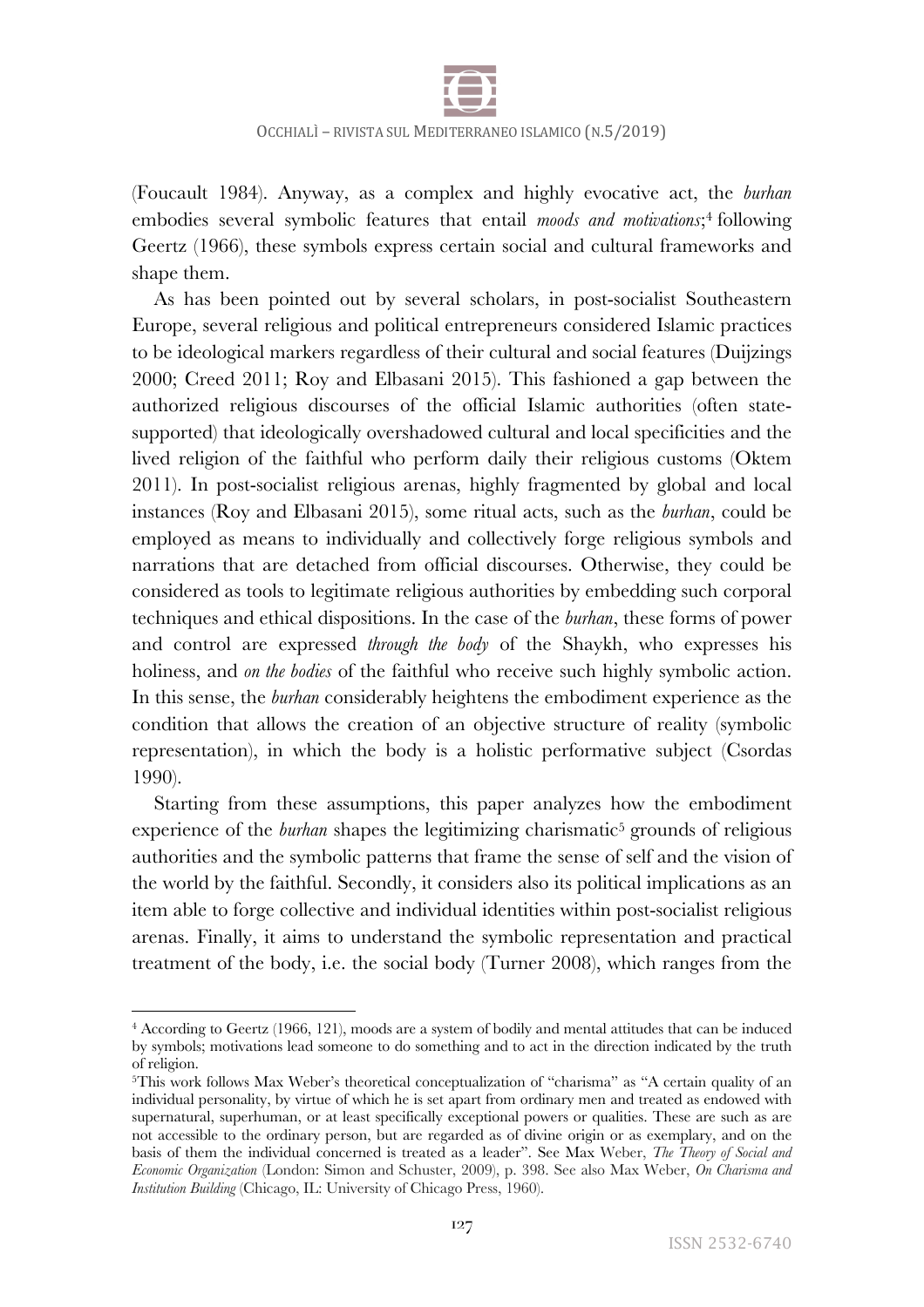(Foucault 1984). Anyway, as a complex and highly evocative act, the *burhan* embodies several symbolic features that entail *moods and motivations*;[4] following Geertz (1966), these symbols express certain social and cultural frameworks and shape them.

As has been pointed out by several scholars, in post-socialist Southeastern Europe, several religious and political entrepreneurs considered Islamic practices to be ideological markers regardless of their cultural and social features (Duijzings 2000; Creed 2011; Roy and Elbasani 2015). This fashioned a gap between the authorized religious discourses of the official Islamic authorities (often state-supported) that ideologically overshadowed cultural and local specificities and the lived religion of the faithful who perform daily their religious customs (Oktem 2011). In post-socialist religious arenas, highly fragmented by global and local instances (Roy and Elbasani 2015), some ritual acts, such as the *burhan*, could be employed as means to individually and collectively forge religious symbols and narrations that are detached from official discourses. Otherwise, they could be considered as tools to legitimate religious authorities by embedding such corporal techniques and ethical dispositions. In the case of the *burhan*, these forms of power and control are expressed *through the body* of the Shaykh, who expresses his holiness, and *on the bodies* of the faithful who receive such highly symbolic action. In this sense, the *burhan* considerably heightens the embodiment experience as the condition that allows the creation of an objective structure of reality (symbolic representation), in which the body is a holistic performative subject (Csordas 1990).

Starting from these assumptions, this paper analyzes how the embodiment experience of the *burhan* shapes the legitimizing charismatic[5] grounds of religious authorities and the symbolic patterns that frame the sense of self and the vision of the world by the faithful. Secondly, it considers also its political implications as an item able to forge collective and individual identities within post-socialist religious arenas. Finally, it aims to understand the symbolic representation and practical treatment of the body, i.e. the social body (Turner 2008), which ranges from the

---

[4] According to Geertz (1966, 121), moods are a system of bodily and mental attitudes that can be induced by symbols; motivations lead someone to do something and to act in the direction indicated by the truth of religion.

[5] This work follows Max Weber's theoretical conceptualization of "charisma" as "A certain quality of an individual personality, by virtue of which he is set apart from ordinary men and treated as endowed with supernatural, superhuman, or at least specifically exceptional powers or qualities. These are such as are not accessible to the ordinary person, but are regarded as of divine origin or as exemplary, and on the basis of them the individual concerned is treated as a leader". See Max Weber, *The Theory of Social and Economic Organization* (London: Simon and Schuster, 2009), p. 398. See also Max Weber, *On Charisma and Institution Building* (Chicago, IL: University of Chicago Press, 1960).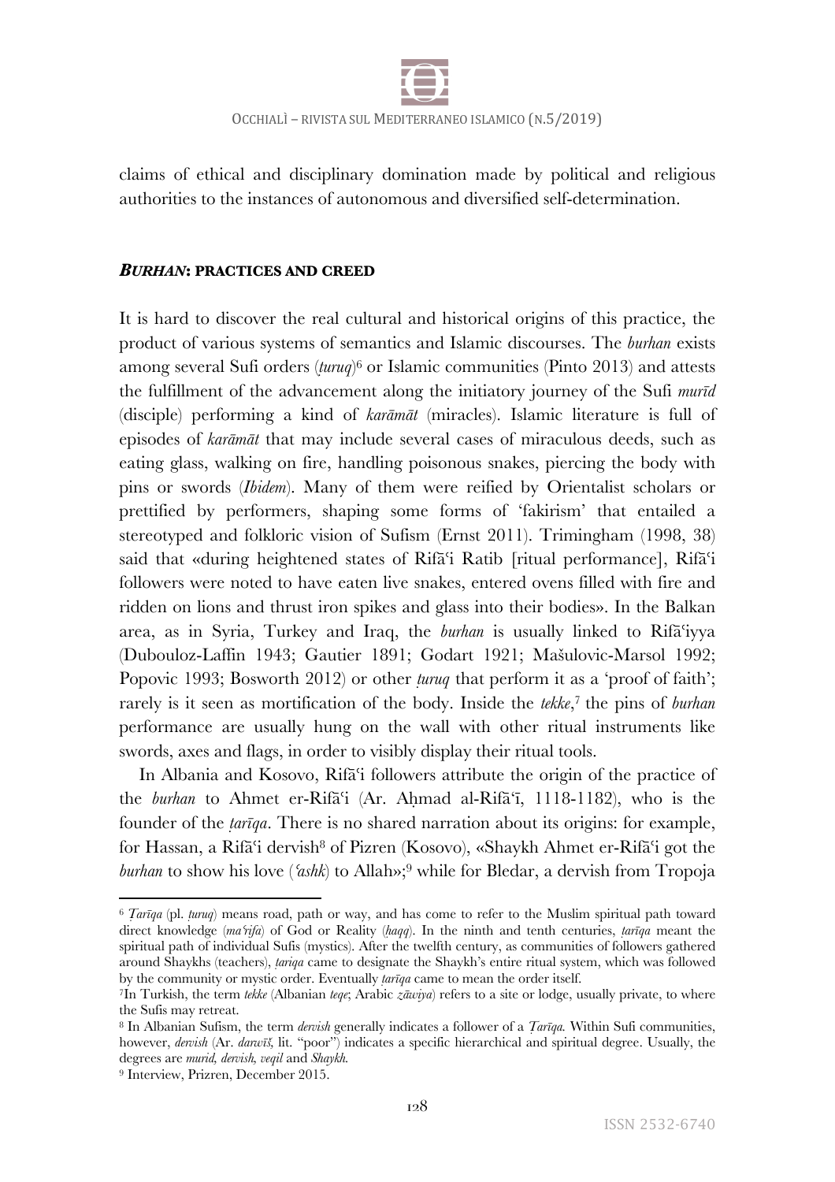claims of ethical and disciplinary domination made by political and religious authorities to the instances of autonomous and diversified self-determination.

## ***BURHAN*: PRACTICES AND CREED**

It is hard to discover the real cultural and historical origins of this practice, the product of various systems of semantics and Islamic discourses. The *burhan* exists among several Sufi orders (*turuq*)[6] or Islamic communities (Pinto 2013) and attests the fulfillment of the advancement along the initiatory journey of the Sufi *murīd* (disciple) performing a kind of *karāmāt* (miracles). Islamic literature is full of episodes of *karāmāt* that may include several cases of miraculous deeds, such as eating glass, walking on fire, handling poisonous snakes, piercing the body with pins or swords (*Ibidem*). Many of them were reified by Orientalist scholars or prettified by performers, shaping some forms of 'fakirism' that entailed a stereotyped and folkloric vision of Sufism (Ernst 2011). Trimingham (1998, 38) said that «during heightened states of Rifāʿi Ratib [ritual performance], Rifāʿi followers were noted to have eaten live snakes, entered ovens filled with fire and ridden on lions and thrust iron spikes and glass into their bodies». In the Balkan area, as in Syria, Turkey and Iraq, the *burhan* is usually linked to Rifāʿiyya (Dubouloz-Laffin 1943; Gautier 1891; Godart 1921; Mašulovic-Marsol 1992; Popovic 1993; Bosworth 2012) or other *ṭuruq* that perform it as a 'proof of faith'; rarely is it seen as mortification of the body. Inside the *tekke*,[7] the pins of *burhan* performance are usually hung on the wall with other ritual instruments like swords, axes and flags, in order to visibly display their ritual tools.

In Albania and Kosovo, Rifāʿi followers attribute the origin of the practice of the *burhan* to Ahmet er-Rifāʿi (Ar. Aḥmad al-Rifāʿī, 1118-1182), who is the founder of the *ṭarīqa*. There is no shared narration about its origins: for example, for Hassan, a Rifāʿi dervish[8] of Pizren (Kosovo), «Shaykh Ahmet er-Rifāʿi got the *burhan* to show his love (*ʿashk*) to Allah»;[9] while for Bledar, a dervish from Tropoja

---

[6] *Ṭarīqa* (pl. *ṭuruq*) means road, path or way, and has come to refer to the Muslim spiritual path toward direct knowledge (*maʿrifa*) of God or Reality (*ḥaqq*). In the ninth and tenth centuries, *ṭarīqa* meant the spiritual path of individual Sufis (mystics). After the twelfth century, as communities of followers gathered around Shaykhs (teachers), *ṭariqa* came to designate the Shaykh's entire ritual system, which was followed by the community or mystic order. Eventually *ṭarīqa* came to mean the order itself.

[7] In Turkish, the term *tekke* (Albanian *teqe*; Arabic *zāwiya*) refers to a site or lodge, usually private, to where the Sufis may retreat.

[8] In Albanian Sufism, the term *dervish* generally indicates a follower of a *Ṭarīqa.* Within Sufi communities, however, *dervish* (Ar. *darwīš,* lit. "poor") indicates a specific hierarchical and spiritual degree. Usually, the degrees are *murid, dervish, veqil* and *Shaykh.*

[9] Interview, Prizren, December 2015.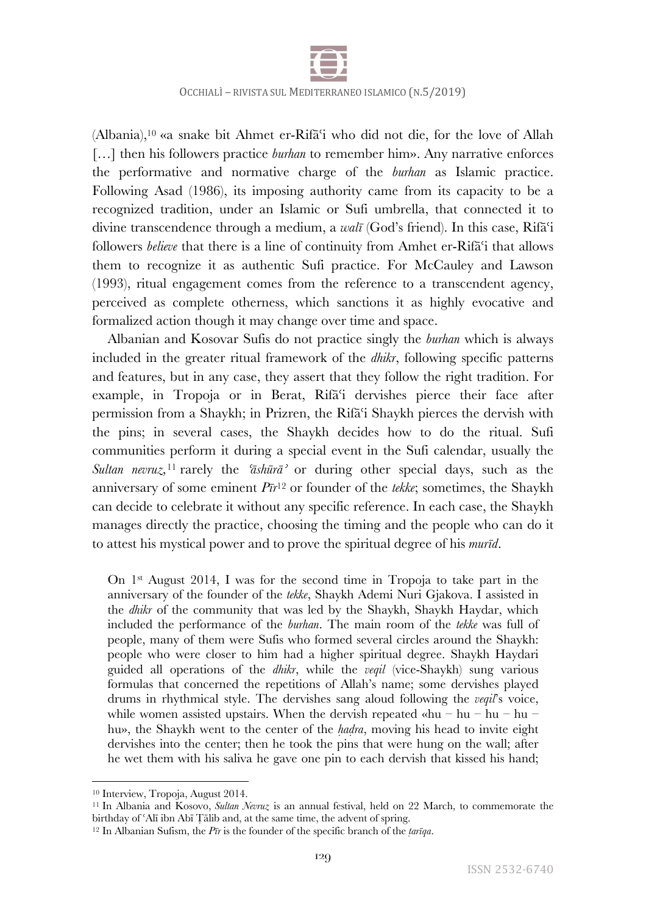(Albania),[10] «a snake bit Ahmet er-Rifāʿi who did not die, for the love of Allah […] then his followers practice *burhan* to remember him». Any narrative enforces the performative and normative charge of the *burhan* as Islamic practice. Following Asad (1986), its imposing authority came from its capacity to be a recognized tradition, under an Islamic or Sufi umbrella, that connected it to divine transcendence through a medium, a *walī* (God's friend). In this case, Rifāʿi followers *believe* that there is a line of continuity from Amhet er-Rifāʿi that allows them to recognize it as authentic Sufi practice. For McCauley and Lawson (1993), ritual engagement comes from the reference to a transcendent agency, perceived as complete otherness, which sanctions it as highly evocative and formalized action though it may change over time and space.

Albanian and Kosovar Sufis do not practice singly the *burhan* which is always included in the greater ritual framework of the *dhikr*, following specific patterns and features, but in any case, they assert that they follow the right tradition. For example, in Tropoja or in Berat, Rifāʿi dervishes pierce their face after permission from a Shaykh; in Prizren, the Rifāʿi Shaykh pierces the dervish with the pins; in several cases, the Shaykh decides how to do the ritual. Sufi communities perform it during a special event in the Sufi calendar, usually the *Sultan nevruz,*[11] rarely the *ʿāshūrāʾ* or during other special days, such as the anniversary of some eminent *Pīr*[12] or founder of the *tekke*; sometimes, the Shaykh can decide to celebrate it without any specific reference. In each case, the Shaykh manages directly the practice, choosing the timing and the people who can do it to attest his mystical power and to prove the spiritual degree of his *murīd*.

> On 1st August 2014, I was for the second time in Tropoja to take part in the anniversary of the founder of the *tekke*, Shaykh Ademi Nuri Gjakova. I assisted in the *dhikr* of the community that was led by the Shaykh, Shaykh Haydar, which included the performance of the *burhan*. The main room of the *tekke* was full of people, many of them were Sufis who formed several circles around the Shaykh: people who were closer to him had a higher spiritual degree. Shaykh Haydari guided all operations of the *dhikr*, while the *veqil* (vice-Shaykh) sung various formulas that concerned the repetitions of Allah's name; some dervishes played drums in rhythmical style. The dervishes sang aloud following the *veqil*'s voice, while women assisted upstairs. When the dervish repeated «hu – hu – hu – hu – hu», the Shaykh went to the center of the *ḥaḍra*, moving his head to invite eight dervishes into the center; then he took the pins that were hung on the wall; after he wet them with his saliva he gave one pin to each dervish that kissed his hand;

[10] Interview, Tropoja, August 2014.

[11] In Albania and Kosovo, *Sultan Nevruz* is an annual festival, held on 22 March, to commemorate the birthday of ʿAlī ibn Abī Ṭālib and, at the same time, the advent of spring.

[12] In Albanian Sufism, the *Pīr* is the founder of the specific branch of the *ṭarīqa*.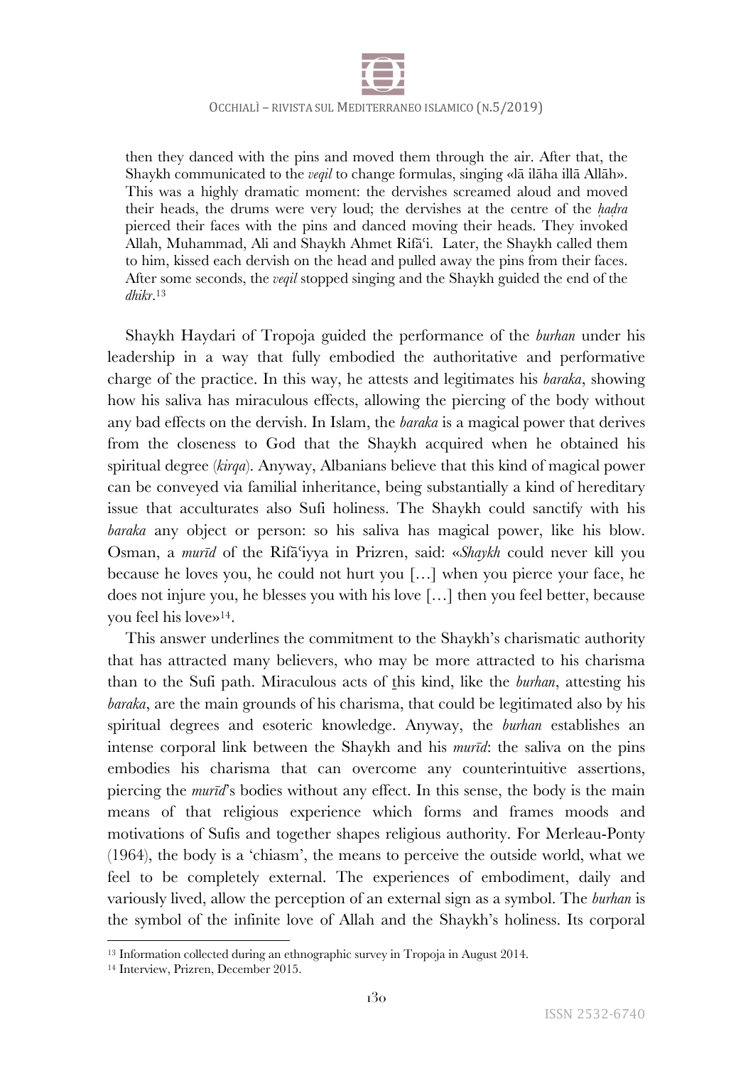> then they danced with the pins and moved them through the air. After that, the Shaykh communicated to the *veqil* to change formulas, singing «lā ilāha illā Allāh». This was a highly dramatic moment: the dervishes screamed aloud and moved their heads, the drums were very loud; the dervishes at the centre of the *ḥaḍra* pierced their faces with the pins and danced moving their heads. They invoked Allah, Muhammad, Ali and Shaykh Ahmet Rifāʿi. Later, the Shaykh called them to him, kissed each dervish on the head and pulled away the pins from their faces. After some seconds, the *veqil* stopped singing and the Shaykh guided the end of the *dhikr*.[13]

Shaykh Haydari of Tropoja guided the performance of the *burhan* under his leadership in a way that fully embodied the authoritative and performative charge of the practice. In this way, he attests and legitimates his *baraka*, showing how his saliva has miraculous effects, allowing the piercing of the body without any bad effects on the dervish. In Islam, the *baraka* is a magical power that derives from the closeness to God that the Shaykh acquired when he obtained his spiritual degree (*kirqa*). Anyway, Albanians believe that this kind of magical power can be conveyed via familial inheritance, being substantially a kind of hereditary issue that acculturates also Sufi holiness. The Shaykh could sanctify with his *baraka* any object or person: so his saliva has magical power, like his blow. Osman, a *murīd* of the Rifāʿiyya in Prizren, said: «*Shaykh* could never kill you because he loves you, he could not hurt you […] when you pierce your face, he does not injure you, he blesses you with his love […] then you feel better, because you feel his love»[14].

This answer underlines the commitment to the Shaykh's charismatic authority that has attracted many believers, who may be more attracted to his charisma than to the Sufi path. Miraculous acts of this kind, like the *burhan*, attesting his *baraka*, are the main grounds of his charisma, that could be legitimated also by his spiritual degrees and esoteric knowledge. Anyway, the *burhan* establishes an intense corporal link between the Shaykh and his *murīd*: the saliva on the pins embodies his charisma that can overcome any counterintuitive assertions, piercing the *murīd*'s bodies without any effect. In this sense, the body is the main means of that religious experience which forms and frames moods and motivations of Sufis and together shapes religious authority. For Merleau-Ponty (1964), the body is a 'chiasm', the means to perceive the outside world, what we feel to be completely external. The experiences of embodiment, daily and variously lived, allow the perception of an external sign as a symbol. The *burhan* is the symbol of the infinite love of Allah and the Shaykh's holiness. Its corporal

---

[13] Information collected during an ethnographic survey in Tropoja in August 2014.

[14] Interview, Prizren, December 2015.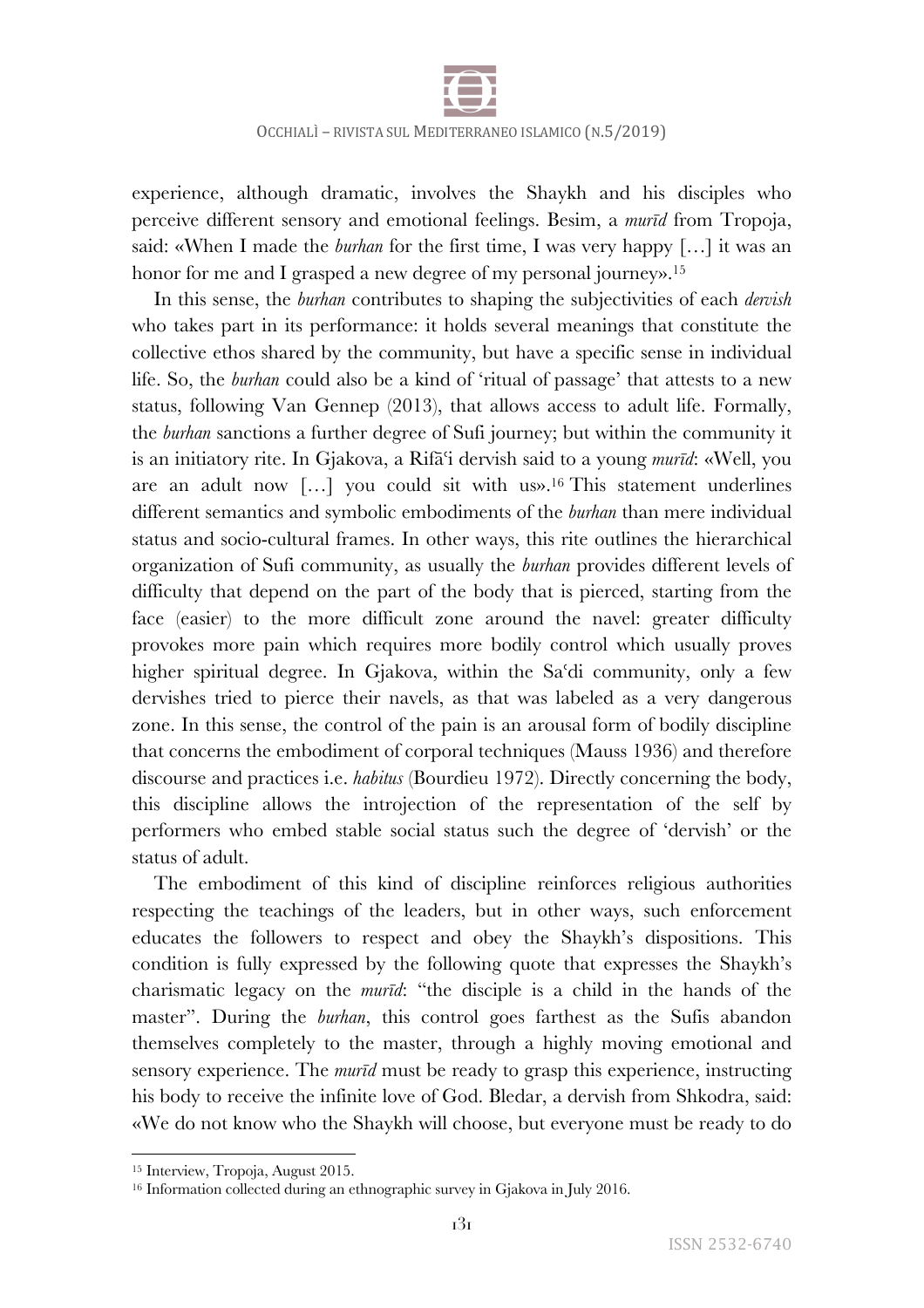experience, although dramatic, involves the Shaykh and his disciples who perceive different sensory and emotional feelings. Besim, a *murīd* from Tropoja, said: «When I made the *burhan* for the first time, I was very happy […] it was an honor for me and I grasped a new degree of my personal journey».[15]

In this sense, the *burhan* contributes to shaping the subjectivities of each *dervish* who takes part in its performance: it holds several meanings that constitute the collective ethos shared by the community, but have a specific sense in individual life. So, the *burhan* could also be a kind of 'ritual of passage' that attests to a new status, following Van Gennep (2013), that allows access to adult life. Formally, the *burhan* sanctions a further degree of Sufi journey; but within the community it is an initiatory rite. In Gjakova, a Rifāʿi dervish said to a young *murīd*: «Well, you are an adult now […] you could sit with us».[16] This statement underlines different semantics and symbolic embodiments of the *burhan* than mere individual status and socio-cultural frames. In other ways, this rite outlines the hierarchical organization of Sufi community, as usually the *burhan* provides different levels of difficulty that depend on the part of the body that is pierced, starting from the face (easier) to the more difficult zone around the navel: greater difficulty provokes more pain which requires more bodily control which usually proves higher spiritual degree. In Gjakova, within the Saʿdi community, only a few dervishes tried to pierce their navels, as that was labeled as a very dangerous zone. In this sense, the control of the pain is an arousal form of bodily discipline that concerns the embodiment of corporal techniques (Mauss 1936) and therefore discourse and practices i.e. *habitus* (Bourdieu 1972). Directly concerning the body, this discipline allows the introjection of the representation of the self by performers who embed stable social status such the degree of 'dervish' or the status of adult.

The embodiment of this kind of discipline reinforces religious authorities respecting the teachings of the leaders, but in other ways, such enforcement educates the followers to respect and obey the Shaykh's dispositions. This condition is fully expressed by the following quote that expresses the Shaykh's charismatic legacy on the *murīd*: "the disciple is a child in the hands of the master". During the *burhan*, this control goes farthest as the Sufis abandon themselves completely to the master, through a highly moving emotional and sensory experience. The *murīd* must be ready to grasp this experience, instructing his body to receive the infinite love of God. Bledar, a dervish from Shkodra, said: «We do not know who the Shaykh will choose, but everyone must be ready to do

---

[15] Interview, Tropoja, August 2015.

[16] Information collected during an ethnographic survey in Gjakova in July 2016.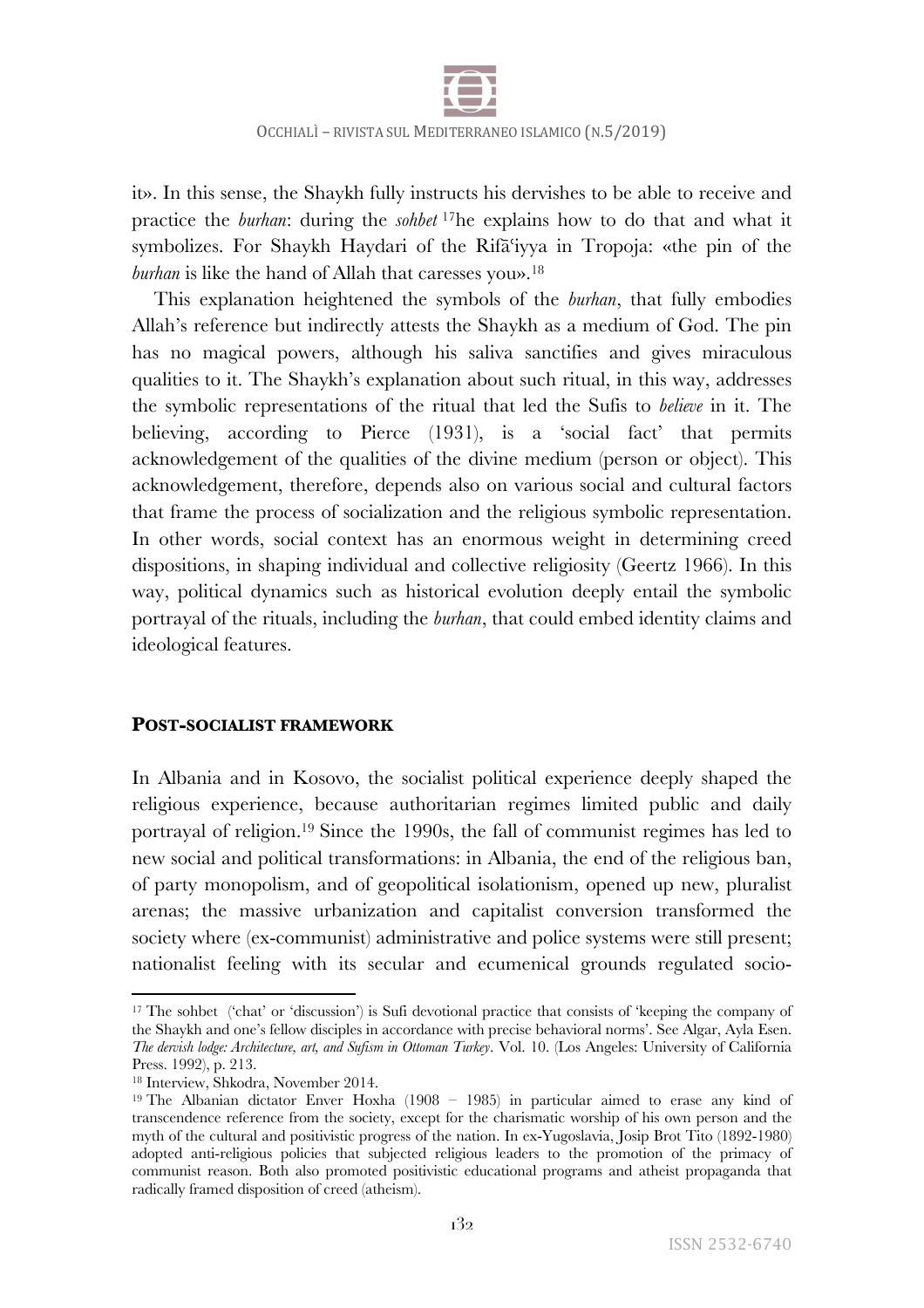it». In this sense, the Shaykh fully instructs his dervishes to be able to receive and practice the *burhan*: during the *sohbet* [17]he explains how to do that and what it symbolizes. For Shaykh Haydari of the Rifā'iyya in Tropoja: «the pin of the *burhan* is like the hand of Allah that caresses you».[18]

This explanation heightened the symbols of the *burhan*, that fully embodies Allah's reference but indirectly attests the Shaykh as a medium of God. The pin has no magical powers, although his saliva sanctifies and gives miraculous qualities to it. The Shaykh's explanation about such ritual, in this way, addresses the symbolic representations of the ritual that led the Sufis to *believe* in it. The believing, according to Pierce (1931), is a 'social fact' that permits acknowledgement of the qualities of the divine medium (person or object). This acknowledgement, therefore, depends also on various social and cultural factors that frame the process of socialization and the religious symbolic representation. In other words, social context has an enormous weight in determining creed dispositions, in shaping individual and collective religiosity (Geertz 1966). In this way, political dynamics such as historical evolution deeply entail the symbolic portrayal of the rituals, including the *burhan*, that could embed identity claims and ideological features.

## POST-SOCIALIST FRAMEWORK

In Albania and in Kosovo, the socialist political experience deeply shaped the religious experience, because authoritarian regimes limited public and daily portrayal of religion.[19] Since the 1990s, the fall of communist regimes has led to new social and political transformations: in Albania, the end of the religious ban, of party monopolism, and of geopolitical isolationism, opened up new, pluralist arenas; the massive urbanization and capitalist conversion transformed the society where (ex-communist) administrative and police systems were still present; nationalist feeling with its secular and ecumenical grounds regulated socio-

---

[17] The sohbet ('chat' or 'discussion') is Sufi devotional practice that consists of 'keeping the company of the Shaykh and one's fellow disciples in accordance with precise behavioral norms'. See Algar, Ayla Esen. *The dervish lodge: Architecture, art, and Sufism in Ottoman Turkey*. Vol. 10. (Los Angeles: University of California Press. 1992), p. 213.

[18] Interview, Shkodra, November 2014.

[19] The Albanian dictator Enver Hoxha (1908 – 1985) in particular aimed to erase any kind of transcendence reference from the society, except for the charismatic worship of his own person and the myth of the cultural and positivistic progress of the nation. In ex-Yugoslavia, Josip Brot Tito (1892-1980) adopted anti-religious policies that subjected religious leaders to the promotion of the primacy of communist reason. Both also promoted positivistic educational programs and atheist propaganda that radically framed disposition of creed (atheism).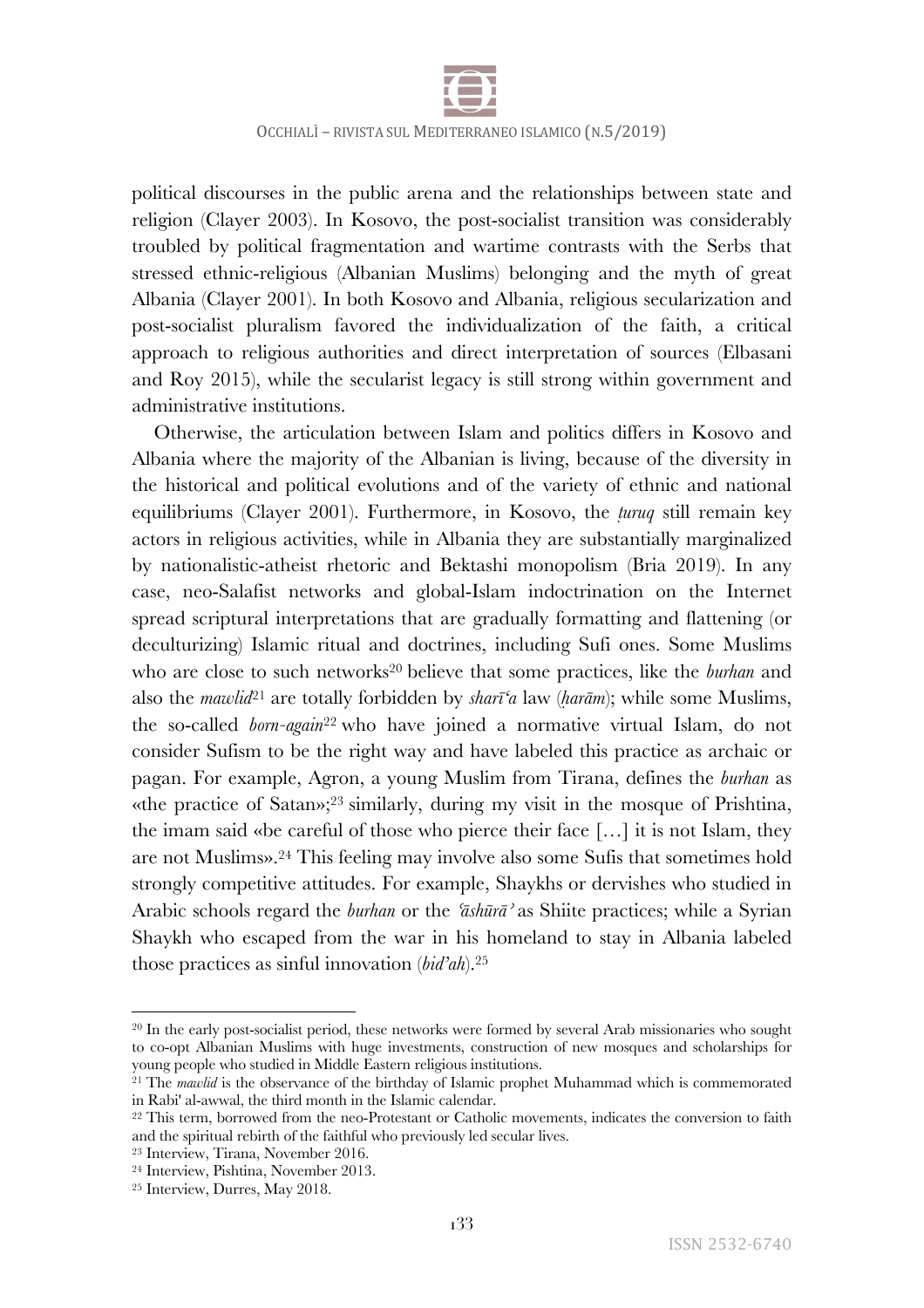political discourses in the public arena and the relationships between state and religion (Clayer 2003). In Kosovo, the post-socialist transition was considerably troubled by political fragmentation and wartime contrasts with the Serbs that stressed ethnic-religious (Albanian Muslims) belonging and the myth of great Albania (Clayer 2001). In both Kosovo and Albania, religious secularization and post-socialist pluralism favored the individualization of the faith, a critical approach to religious authorities and direct interpretation of sources (Elbasani and Roy 2015), while the secularist legacy is still strong within government and administrative institutions.

Otherwise, the articulation between Islam and politics differs in Kosovo and Albania where the majority of the Albanian is living, because of the diversity in the historical and political evolutions and of the variety of ethnic and national equilibriums (Clayer 2001). Furthermore, in Kosovo, the *ṭuruq* still remain key actors in religious activities, while in Albania they are substantially marginalized by nationalistic-atheist rhetoric and Bektashi monopolism (Bria 2019). In any case, neo-Salafist networks and global-Islam indoctrination on the Internet spread scriptural interpretations that are gradually formatting and flattening (or deculturizing) Islamic ritual and doctrines, including Sufi ones. Some Muslims who are close to such networks[20] believe that some practices, like the *burhan* and also the *mawlid*[21] are totally forbidden by *sharīʻa* law (*ḥarām*); while some Muslims, the so-called *born-again*[22] who have joined a normative virtual Islam, do not consider Sufism to be the right way and have labeled this practice as archaic or pagan. For example, Agron, a young Muslim from Tirana, defines the *burhan* as «the practice of Satan»;[23] similarly, during my visit in the mosque of Prishtina, the imam said «be careful of those who pierce their face […] it is not Islam, they are not Muslims».[24] This feeling may involve also some Sufis that sometimes hold strongly competitive attitudes. For example, Shaykhs or dervishes who studied in Arabic schools regard the *burhan* or the *ʿāshūrāʾ* as Shiite practices; while a Syrian Shaykh who escaped from the war in his homeland to stay in Albania labeled those practices as sinful innovation (*bid'ah*).[25]

---

[20] In the early post-socialist period, these networks were formed by several Arab missionaries who sought to co-opt Albanian Muslims with huge investments, construction of new mosques and scholarships for young people who studied in Middle Eastern religious institutions.

[21] The *mawlid* is the observance of the birthday of Islamic prophet Muhammad which is commemorated in Rabi' al-awwal, the third month in the Islamic calendar.

[22] This term, borrowed from the neo-Protestant or Catholic movements, indicates the conversion to faith and the spiritual rebirth of the faithful who previously led secular lives.

[23] Interview, Tirana, November 2016.

[24] Interview, Pishtina, November 2013.

[25] Interview, Durres, May 2018.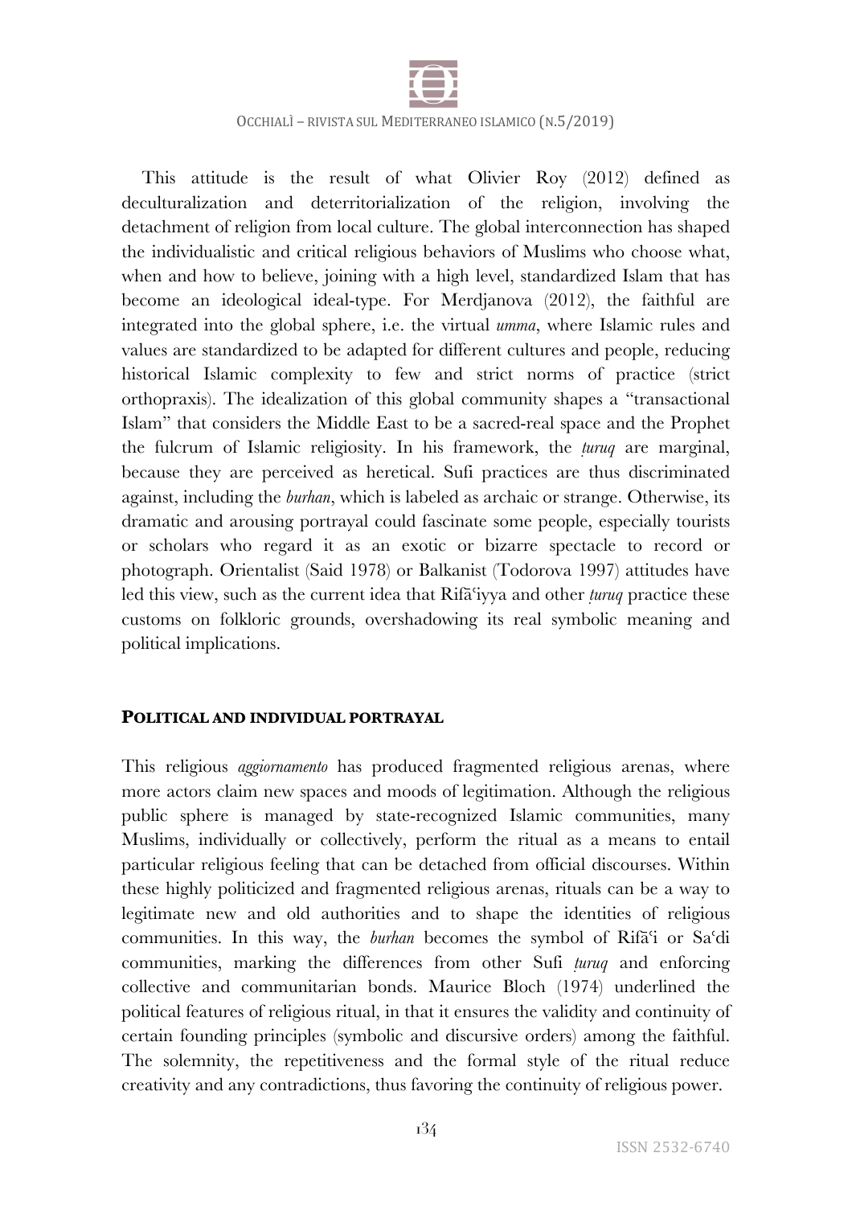This attitude is the result of what Olivier Roy (2012) defined as deculturalization and deterritorialization of the religion, involving the detachment of religion from local culture. The global interconnection has shaped the individualistic and critical religious behaviors of Muslims who choose what, when and how to believe, joining with a high level, standardized Islam that has become an ideological ideal-type. For Merdjanova (2012), the faithful are integrated into the global sphere, i.e. the virtual *umma*, where Islamic rules and values are standardized to be adapted for different cultures and people, reducing historical Islamic complexity to few and strict norms of practice (strict orthopraxis). The idealization of this global community shapes a "transactional Islam" that considers the Middle East to be a sacred-real space and the Prophet the fulcrum of Islamic religiosity. In his framework, the *ṭuruq* are marginal, because they are perceived as heretical. Sufi practices are thus discriminated against, including the *burhan*, which is labeled as archaic or strange. Otherwise, its dramatic and arousing portrayal could fascinate some people, especially tourists or scholars who regard it as an exotic or bizarre spectacle to record or photograph. Orientalist (Said 1978) or Balkanist (Todorova 1997) attitudes have led this view, such as the current idea that Rifāʿiyya and other *ṭuruq* practice these customs on folkloric grounds, overshadowing its real symbolic meaning and political implications.

## **POLITICAL AND INDIVIDUAL PORTRAYAL**

This religious *aggiornamento* has produced fragmented religious arenas, where more actors claim new spaces and moods of legitimation. Although the religious public sphere is managed by state-recognized Islamic communities, many Muslims, individually or collectively, perform the ritual as a means to entail particular religious feeling that can be detached from official discourses. Within these highly politicized and fragmented religious arenas, rituals can be a way to legitimate new and old authorities and to shape the identities of religious communities. In this way, the *burhan* becomes the symbol of Rifāʿi or Saʿdi communities, marking the differences from other Sufi *ṭuruq* and enforcing collective and communitarian bonds. Maurice Bloch (1974) underlined the political features of religious ritual, in that it ensures the validity and continuity of certain founding principles (symbolic and discursive orders) among the faithful. The solemnity, the repetitiveness and the formal style of the ritual reduce creativity and any contradictions, thus favoring the continuity of religious power.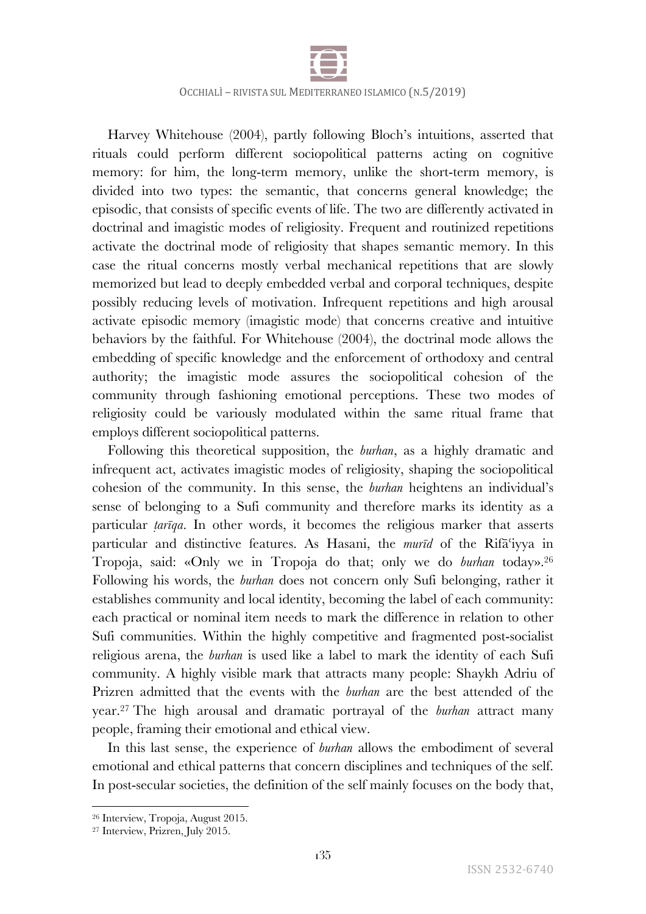Harvey Whitehouse (2004), partly following Bloch's intuitions, asserted that rituals could perform different sociopolitical patterns acting on cognitive memory: for him, the long-term memory, unlike the short-term memory, is divided into two types: the semantic, that concerns general knowledge; the episodic, that consists of specific events of life. The two are differently activated in doctrinal and imagistic modes of religiosity. Frequent and routinized repetitions activate the doctrinal mode of religiosity that shapes semantic memory. In this case the ritual concerns mostly verbal mechanical repetitions that are slowly memorized but lead to deeply embedded verbal and corporal techniques, despite possibly reducing levels of motivation. Infrequent repetitions and high arousal activate episodic memory (imagistic mode) that concerns creative and intuitive behaviors by the faithful. For Whitehouse (2004), the doctrinal mode allows the embedding of specific knowledge and the enforcement of orthodoxy and central authority; the imagistic mode assures the sociopolitical cohesion of the community through fashioning emotional perceptions. These two modes of religiosity could be variously modulated within the same ritual frame that employs different sociopolitical patterns.

Following this theoretical supposition, the *burhan*, as a highly dramatic and infrequent act, activates imagistic modes of religiosity, shaping the sociopolitical cohesion of the community. In this sense, the *burhan* heightens an individual's sense of belonging to a Sufi community and therefore marks its identity as a particular *ṭarīqa*. In other words, it becomes the religious marker that asserts particular and distinctive features. As Hasani, the *murīd* of the Rifāʿiyya in Tropoja, said: «Only we in Tropoja do that; only we do *burhan* today».[26] Following his words, the *burhan* does not concern only Sufi belonging, rather it establishes community and local identity, becoming the label of each community: each practical or nominal item needs to mark the difference in relation to other Sufi communities. Within the highly competitive and fragmented post-socialist religious arena, the *burhan* is used like a label to mark the identity of each Sufi community. A highly visible mark that attracts many people: Shaykh Adriu of Prizren admitted that the events with the *burhan* are the best attended of the year.[27] The high arousal and dramatic portrayal of the *burhan* attract many people, framing their emotional and ethical view.

In this last sense, the experience of *burhan* allows the embodiment of several emotional and ethical patterns that concern disciplines and techniques of the self. In post-secular societies, the definition of the self mainly focuses on the body that,

---

[26] Interview, Tropoja, August 2015.

[27] Interview, Prizren, July 2015.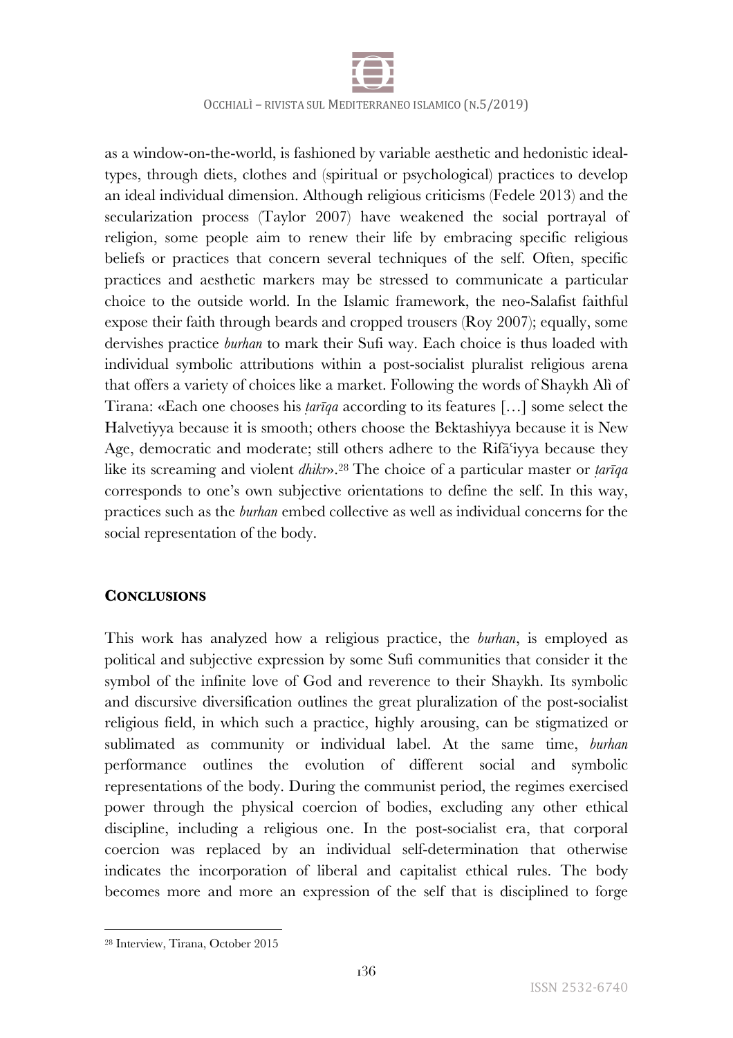as a window-on-the-world, is fashioned by variable aesthetic and hedonistic ideal-types, through diets, clothes and (spiritual or psychological) practices to develop an ideal individual dimension. Although religious criticisms (Fedele 2013) and the secularization process (Taylor 2007) have weakened the social portrayal of religion, some people aim to renew their life by embracing specific religious beliefs or practices that concern several techniques of the self. Often, specific practices and aesthetic markers may be stressed to communicate a particular choice to the outside world. In the Islamic framework, the neo-Salafist faithful expose their faith through beards and cropped trousers (Roy 2007); equally, some dervishes practice *burhan* to mark their Sufi way. Each choice is thus loaded with individual symbolic attributions within a post-socialist pluralist religious arena that offers a variety of choices like a market. Following the words of Shaykh Alì of Tirana: «Each one chooses his *ṭarīqa* according to its features […] some select the Halvetiyya because it is smooth; others choose the Bektashiyya because it is New Age, democratic and moderate; still others adhere to the Rifāʿiyya because they like its screaming and violent *dhikr*».[28] The choice of a particular master or *ṭarīqa* corresponds to one's own subjective orientations to define the self. In this way, practices such as the *burhan* embed collective as well as individual concerns for the social representation of the body.

## CONCLUSIONS

This work has analyzed how a religious practice, the *burhan*, is employed as political and subjective expression by some Sufi communities that consider it the symbol of the infinite love of God and reverence to their Shaykh. Its symbolic and discursive diversification outlines the great pluralization of the post-socialist religious field, in which such a practice, highly arousing, can be stigmatized or sublimated as community or individual label. At the same time, *burhan* performance outlines the evolution of different social and symbolic representations of the body. During the communist period, the regimes exercised power through the physical coercion of bodies, excluding any other ethical discipline, including a religious one. In the post-socialist era, that corporal coercion was replaced by an individual self-determination that otherwise indicates the incorporation of liberal and capitalist ethical rules. The body becomes more and more an expression of the self that is disciplined to forge

[28] Interview, Tirana, October 2015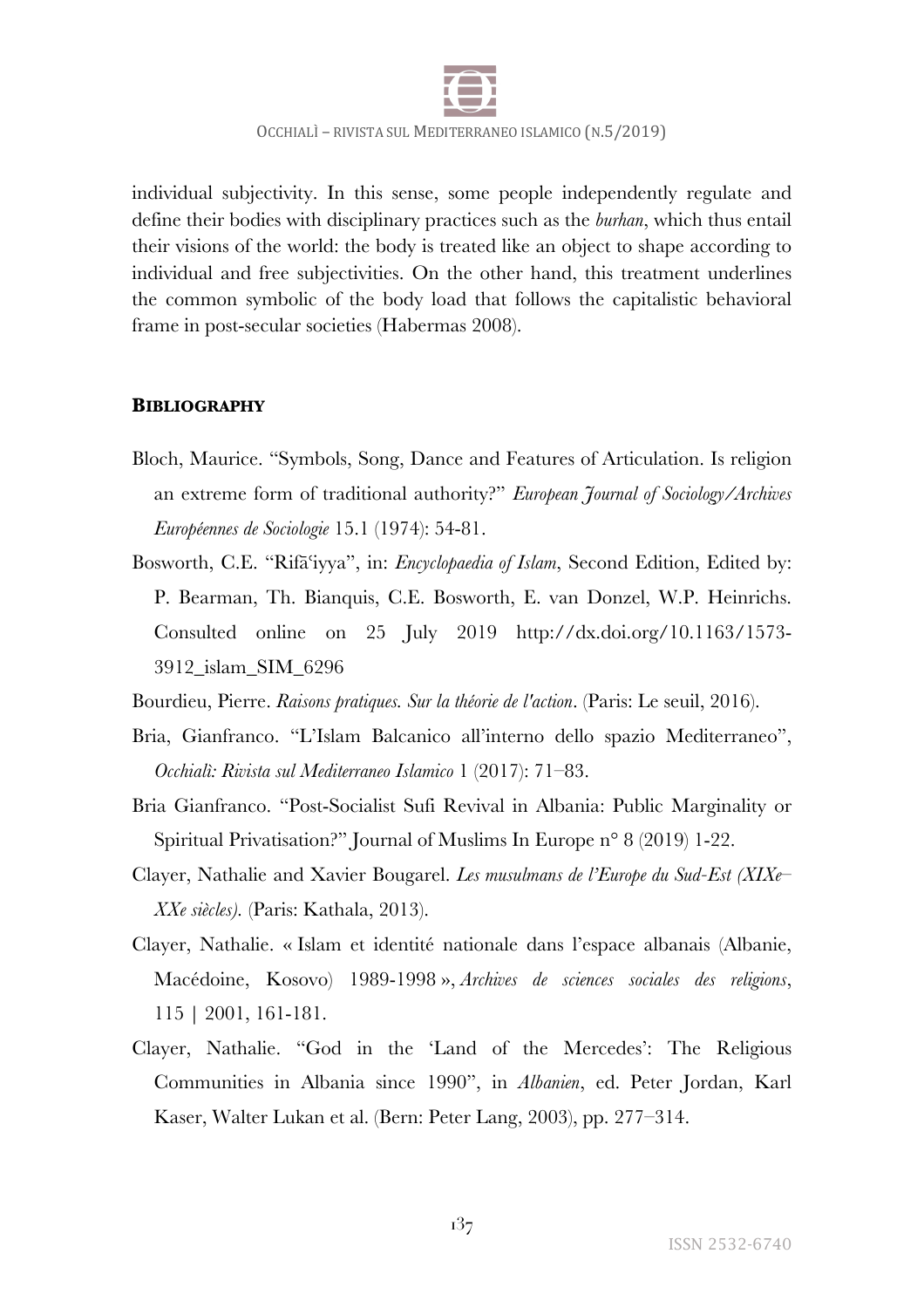individual subjectivity. In this sense, some people independently regulate and define their bodies with disciplinary practices such as the *burhan*, which thus entail their visions of the world: the body is treated like an object to shape according to individual and free subjectivities. On the other hand, this treatment underlines the common symbolic of the body load that follows the capitalistic behavioral frame in post-secular societies (Habermas 2008).

## BIBLIOGRAPHY

Bloch, Maurice. "Symbols, Song, Dance and Features of Articulation. Is religion an extreme form of traditional authority?" *European Journal of Sociology/Archives Européennes de Sociologie* 15.1 (1974): 54-81.

Bosworth, C.E. "Rifāʿiyya", in: *Encyclopaedia of Islam*, Second Edition, Edited by: P. Bearman, Th. Bianquis, C.E. Bosworth, E. van Donzel, W.P. Heinrichs. Consulted online on 25 July 2019 http://dx.doi.org/10.1163/1573-3912_islam_SIM_6296

Bourdieu, Pierre. *Raisons pratiques. Sur la théorie de l'action*. (Paris: Le seuil, 2016).

Bria, Gianfranco. "L'Islam Balcanico all'interno dello spazio Mediterraneo", *Occhialì: Rivista sul Mediterraneo Islamico* 1 (2017): 71–83.

Bria Gianfranco. "Post-Socialist Sufi Revival in Albania: Public Marginality or Spiritual Privatisation?" Journal of Muslims In Europe n° 8 (2019) 1-22.

Clayer, Nathalie and Xavier Bougarel. *Les musulmans de l'Europe du Sud-Est (XIXe–XXe siècles)*. (Paris: Kathala, 2013).

Clayer, Nathalie. « Islam et identité nationale dans l'espace albanais (Albanie, Macédoine, Kosovo) 1989-1998 », *Archives de sciences sociales des religions*, 115 | 2001, 161-181.

Clayer, Nathalie. "God in the 'Land of the Mercedes': The Religious Communities in Albania since 1990", in *Albanien*, ed. Peter Jordan, Karl Kaser, Walter Lukan et al. (Bern: Peter Lang, 2003), pp. 277–314.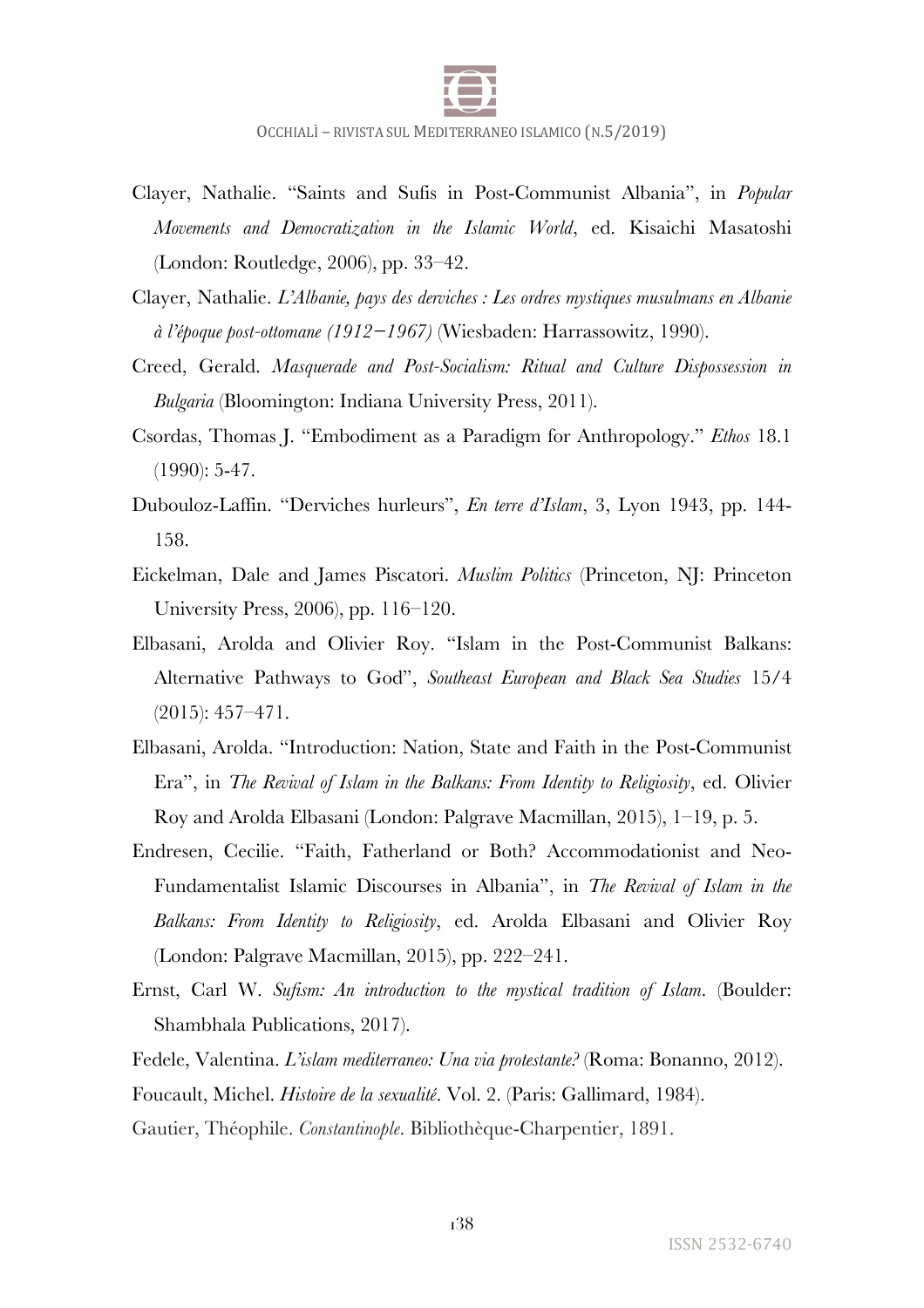Clayer, Nathalie. "Saints and Sufis in Post-Communist Albania", in *Popular Movements and Democratization in the Islamic World*, ed. Kisaichi Masatoshi (London: Routledge, 2006), pp. 33–42.

Clayer, Nathalie. *L'Albanie, pays des derviches : Les ordres mystiques musulmans en Albanie à l'époque post-ottomane (1912–1967)* (Wiesbaden: Harrassowitz, 1990).

Creed, Gerald. *Masquerade and Post-Socialism: Ritual and Culture Dispossession in Bulgaria* (Bloomington: Indiana University Press, 2011).

Csordas, Thomas J. "Embodiment as a Paradigm for Anthropology." *Ethos* 18.1 (1990): 5-47.

Dubouloz-Laffin. "Derviches hurleurs", *En terre d'Islam*, 3, Lyon 1943, pp. 144-158.

Eickelman, Dale and James Piscatori. *Muslim Politics* (Princeton, NJ: Princeton University Press, 2006), pp. 116–120.

Elbasani, Arolda and Olivier Roy. "Islam in the Post-Communist Balkans: Alternative Pathways to God", *Southeast European and Black Sea Studies* 15/4 (2015): 457–471.

Elbasani, Arolda. "Introduction: Nation, State and Faith in the Post-Communist Era", in *The Revival of Islam in the Balkans: From Identity to Religiosity*, ed. Olivier Roy and Arolda Elbasani (London: Palgrave Macmillan, 2015), 1–19, p. 5.

Endresen, Cecilie. "Faith, Fatherland or Both? Accommodationist and Neo-Fundamentalist Islamic Discourses in Albania", in *The Revival of Islam in the Balkans: From Identity to Religiosity*, ed. Arolda Elbasani and Olivier Roy (London: Palgrave Macmillan, 2015), pp. 222–241.

Ernst, Carl W. *Sufism: An introduction to the mystical tradition of Islam*. (Boulder: Shambhala Publications, 2017).

Fedele, Valentina. *L'islam mediterraneo: Una via protestante?* (Roma: Bonanno, 2012).

Foucault, Michel. *Histoire de la sexualité*. Vol. 2. (Paris: Gallimard, 1984).

Gautier, Théophile. *Constantinople*. Bibliothèque-Charpentier, 1891.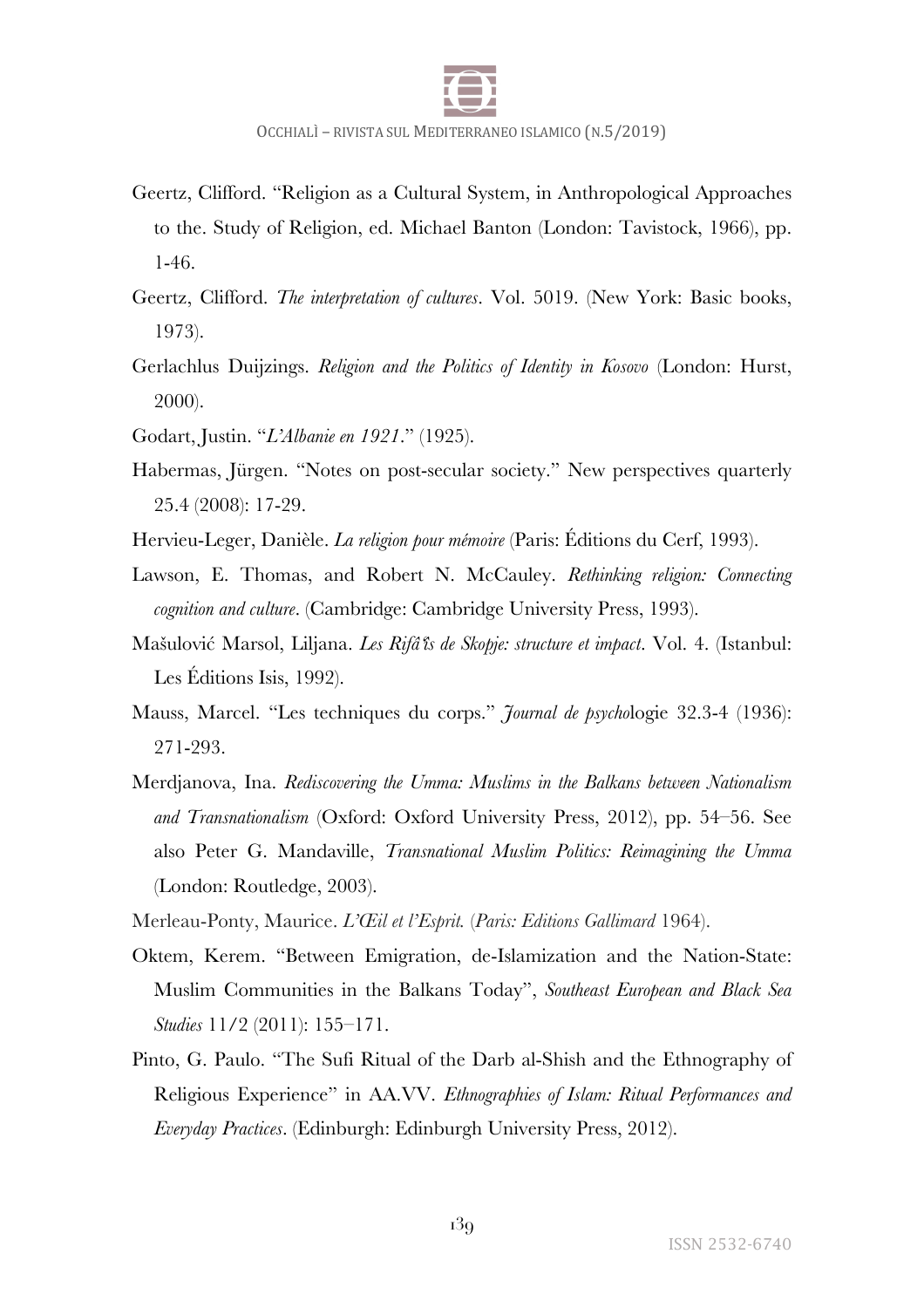Geertz, Clifford. "Religion as a Cultural System, in Anthropological Approaches to the. Study of Religion, ed. Michael Banton (London: Tavistock, 1966), pp. 1-46.

Geertz, Clifford. *The interpretation of cultures*. Vol. 5019. (New York: Basic books, 1973).

Gerlachlus Duijzings. *Religion and the Politics of Identity in Kosovo* (London: Hurst, 2000).

Godart, Justin. "*L'Albanie en 1921*." (1925).

Habermas, Jürgen. "Notes on post-secular society." New perspectives quarterly 25.4 (2008): 17-29.

Hervieu-Leger, Danièle. *La religion pour mémoire* (Paris: Éditions du Cerf, 1993).

Lawson, E. Thomas, and Robert N. McCauley. *Rethinking religion: Connecting cognition and culture*. (Cambridge: Cambridge University Press, 1993).

Mašulović Marsol, Liljana. *Les Rifâ'îs de Skopje: structure et impact*. Vol. 4. (Istanbul: Les Éditions Isis, 1992).

Mauss, Marcel. "Les techniques du corps." *Journal de psycho*logie 32.3-4 (1936): 271-293.

Merdjanova, Ina. *Rediscovering the Umma: Muslims in the Balkans between Nationalism and Transnationalism* (Oxford: Oxford University Press, 2012), pp. 54–56. See also Peter G. Mandaville, *Transnational Muslim Politics: Reimagining the Umma* (London: Routledge, 2003).

Merleau-Ponty, Maurice. *L'Œil et l'Esprit.* (*Paris: Editions Gallimard* 1964).

Oktem, Kerem. "Between Emigration, de-Islamization and the Nation-State: Muslim Communities in the Balkans Today", *Southeast European and Black Sea Studies* 11/2 (2011): 155–171.

Pinto, G. Paulo. "The Sufi Ritual of the Darb al-Shish and the Ethnography of Religious Experience" in AA.VV. *Ethnographies of Islam: Ritual Performances and Everyday Practices*. (Edinburgh: Edinburgh University Press, 2012).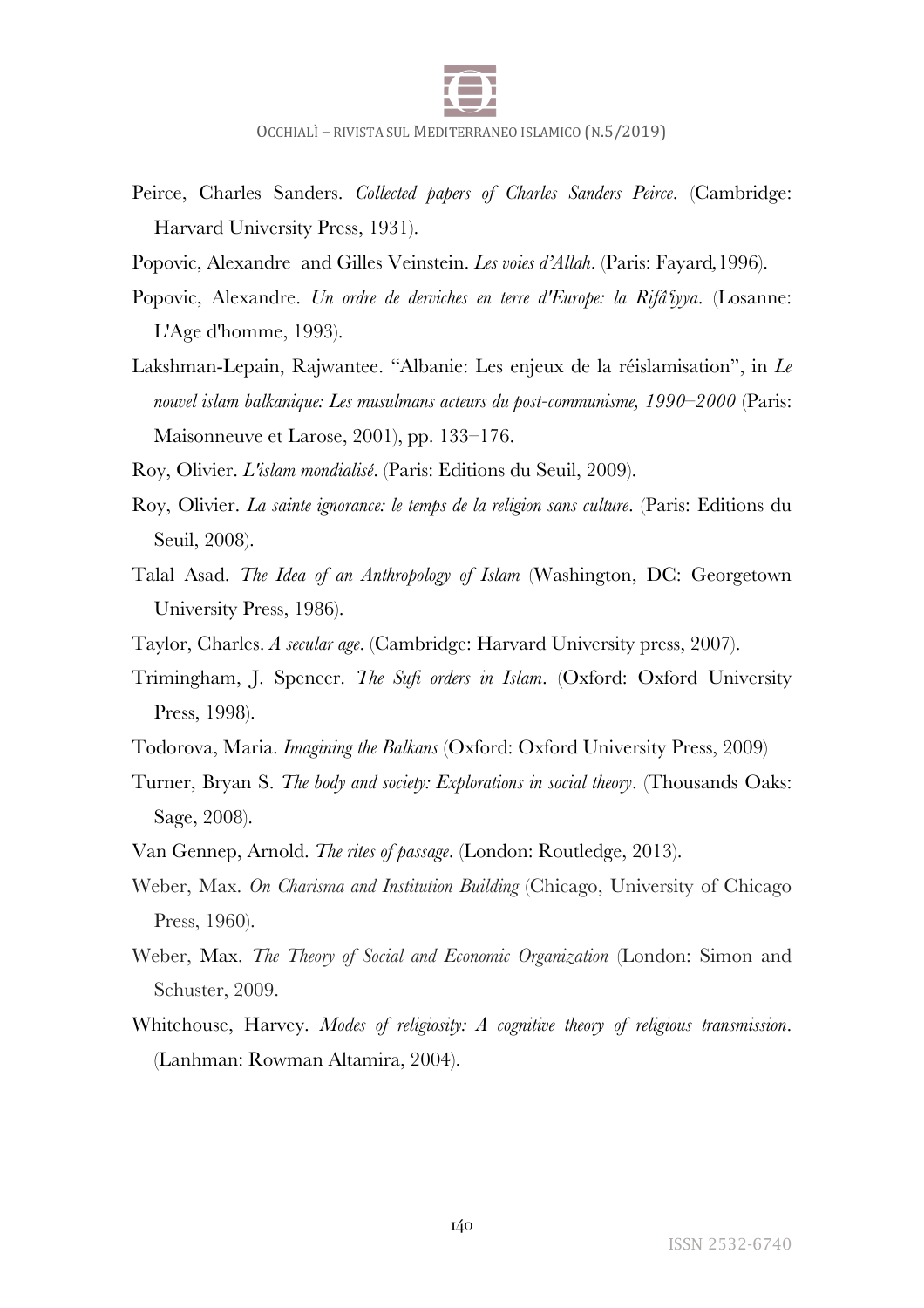Peirce, Charles Sanders. *Collected papers of Charles Sanders Peirce*. (Cambridge: Harvard University Press, 1931).

Popovic, Alexandre and Gilles Veinstein. *Les voies d'Allah*. (Paris: Fayard,1996).

Popovic, Alexandre. *Un ordre de derviches en terre d'Europe: la Rifâ'iyya*. (Losanne: L'Age d'homme, 1993).

Lakshman-Lepain, Rajwantee. "Albanie: Les enjeux de la réislamisation", in *Le nouvel islam balkanique: Les musulmans acteurs du post-communisme, 1990–2000* (Paris: Maisonneuve et Larose, 2001), pp. 133–176.

Roy, Olivier. *L'islam mondialisé*. (Paris: Editions du Seuil, 2009).

Roy, Olivier. *La sainte ignorance: le temps de la religion sans culture*. (Paris: Editions du Seuil, 2008).

Talal Asad. *The Idea of an Anthropology of Islam* (Washington, DC: Georgetown University Press, 1986).

Taylor, Charles. *A secular age*. (Cambridge: Harvard University press, 2007).

Trimingham, J. Spencer. *The Sufi orders in Islam*. (Oxford: Oxford University Press, 1998).

Todorova, Maria. *Imagining the Balkans* (Oxford: Oxford University Press, 2009)

Turner, Bryan S. *The body and society: Explorations in social theory*. (Thousands Oaks: Sage, 2008).

Van Gennep, Arnold. *The rites of passage*. (London: Routledge, 2013).

Weber, Max. *On Charisma and Institution Building* (Chicago, University of Chicago Press, 1960).

Weber, Max. *The Theory of Social and Economic Organization* (London: Simon and Schuster, 2009.

Whitehouse, Harvey. *Modes of religiosity: A cognitive theory of religious transmission*. (Lanhman: Rowman Altamira, 2004).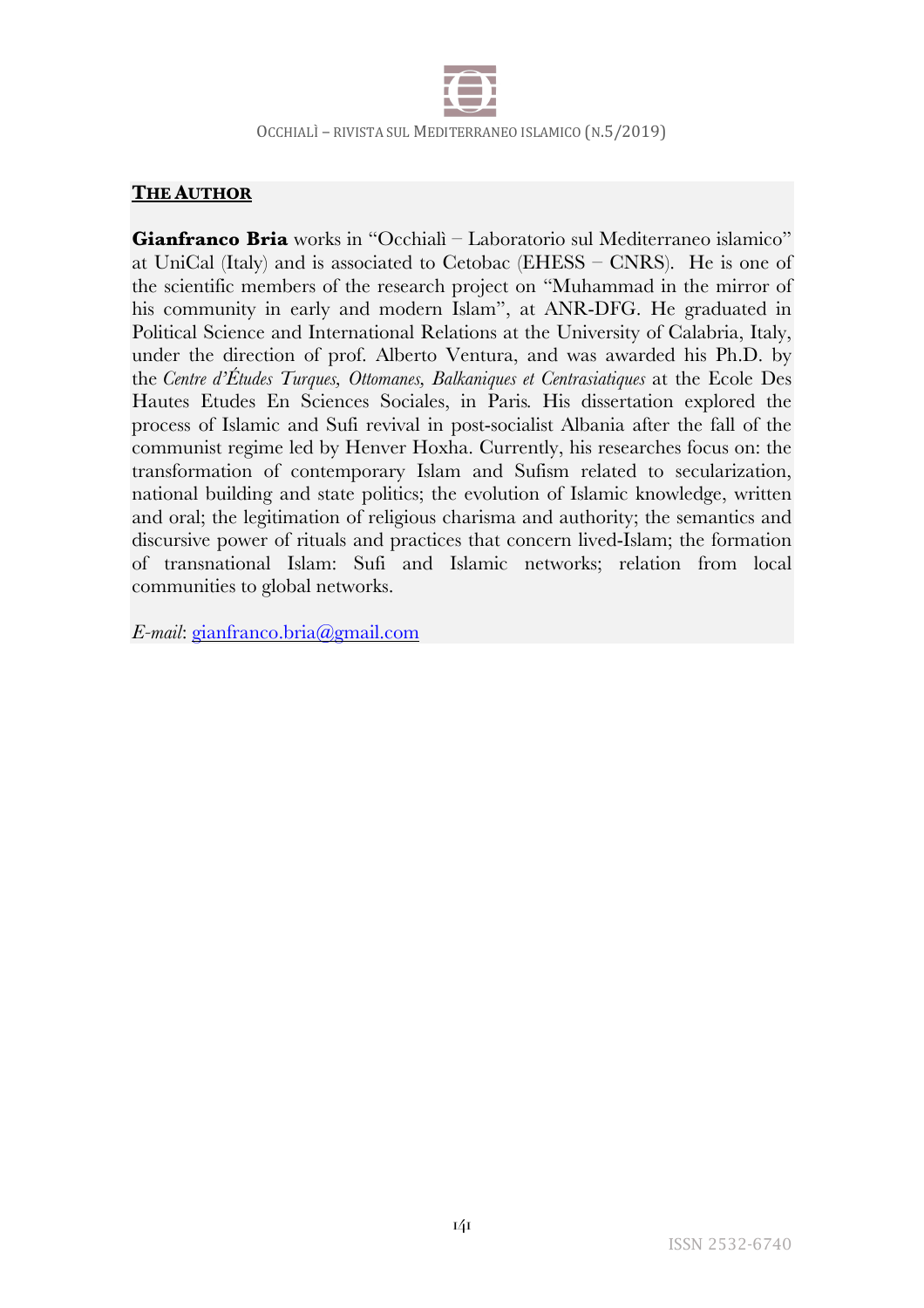## **THE AUTHOR**

**Gianfranco Bria** works in "Occhialì – Laboratorio sul Mediterraneo islamico" at UniCal (Italy) and is associated to Cetobac (EHESS – CNRS). He is one of the scientific members of the research project on "Muhammad in the mirror of his community in early and modern Islam", at ANR-DFG. He graduated in Political Science and International Relations at the University of Calabria, Italy, under the direction of prof. Alberto Ventura, and was awarded his Ph.D. by the *Centre d'Études Turques, Ottomanes, Balkaniques et Centrasiatiques* at the Ecole Des Hautes Etudes En Sciences Sociales, in Paris. His dissertation explored the process of Islamic and Sufi revival in post-socialist Albania after the fall of the communist regime led by Henver Hoxha. Currently, his researches focus on: the transformation of contemporary Islam and Sufism related to secularization, national building and state politics; the evolution of Islamic knowledge, written and oral; the legitimation of religious charisma and authority; the semantics and discursive power of rituals and practices that concern lived-Islam; the formation of transnational Islam: Sufi and Islamic networks; relation from local communities to global networks.

*E-mail*: gianfranco.bria@gmail.com